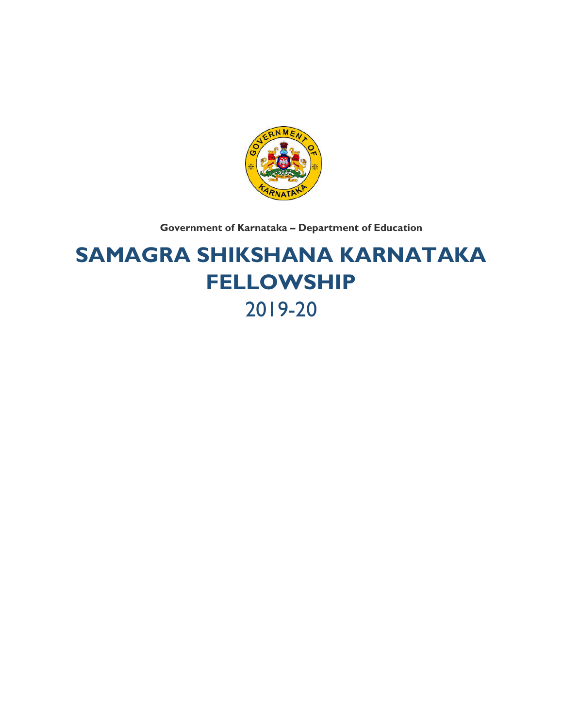Government of Karnataka – Department of Education

# SAMAGRA SHIKSHANA KARNATAKA FELLOWSHIP

## 2019-20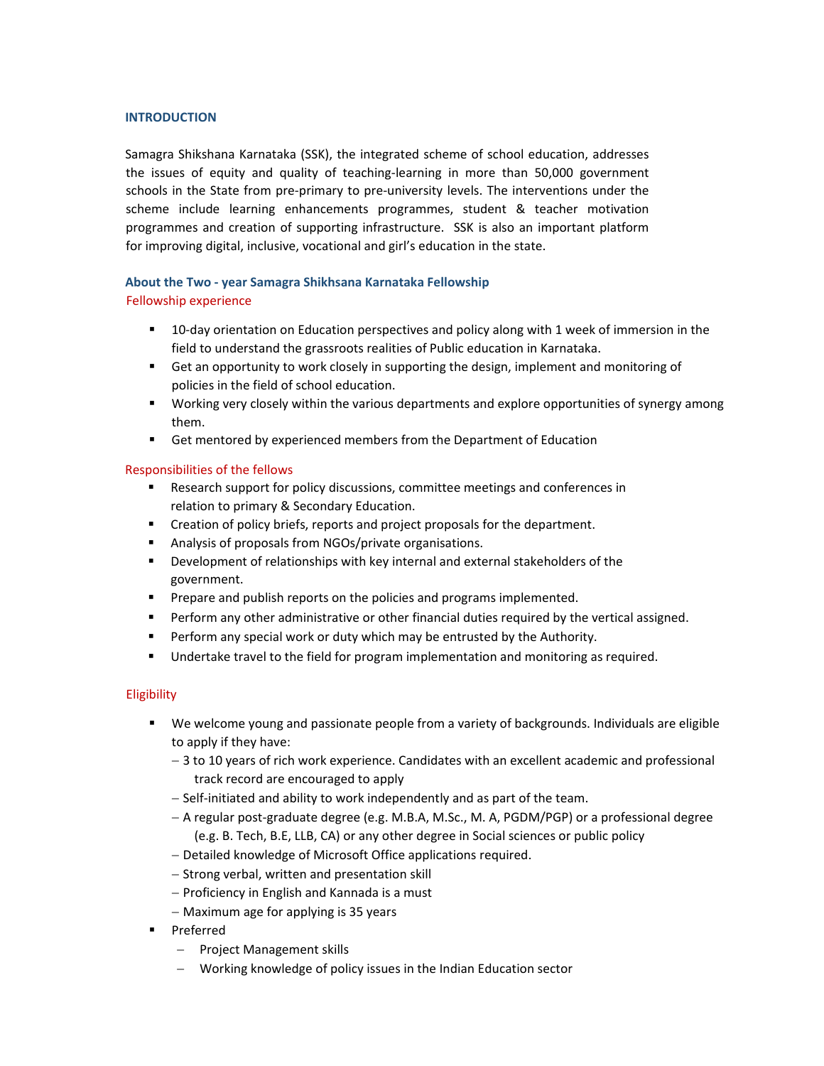## INTRODUCTION

Samagra Shikshana Karnataka (SSK), the integrated scheme of school education, addresses the issues of equity and quality of teaching-learning in more than 50,000 government schools in the State from pre-primary to pre-university levels. The interventions under the scheme include learning enhancements programmes, student & teacher motivation programmes and creation of supporting infrastructure. SSK is also an important platform for improving digital, inclusive, vocational and girl's education in the state.

### About the Two - year Samagra Shikhsana Karnataka Fellowship

#### Fellowship experience

- 10-day orientation on Education perspectives and policy along with 1 week of immersion in the field to understand the grassroots realities of Public education in Karnataka.
- Get an opportunity to work closely in supporting the design, implement and monitoring of policies in the field of school education.
- Working very closely within the various departments and explore opportunities of synergy among them.
- Get mentored by experienced members from the Department of Education

#### Responsibilities of the fellows

- Research support for policy discussions, committee meetings and conferences in relation to primary & Secondary Education.
- Creation of policy briefs, reports and project proposals for the department.
- Analysis of proposals from NGOs/private organisations.
- Development of relationships with key internal and external stakeholders of the government.
- Prepare and publish reports on the policies and programs implemented.
- Perform any other administrative or other financial duties required by the vertical assigned.
- Perform any special work or duty which may be entrusted by the Authority.
- Undertake travel to the field for program implementation and monitoring as required.

#### Eligibility

- We welcome young and passionate people from a variety of backgrounds. Individuals are eligible to apply if they have:
  - 3 to 10 years of rich work experience. Candidates with an excellent academic and professional track record are encouraged to apply
  - Self-initiated and ability to work independently and as part of the team.
  - A regular post-graduate degree (e.g. M.B.A, M.Sc., M. A, PGDM/PGP) or a professional degree (e.g. B. Tech, B.E, LLB, CA) or any other degree in Social sciences or public policy
  - Detailed knowledge of Microsoft Office applications required.
  - Strong verbal, written and presentation skill
  - Proficiency in English and Kannada is a must
  - Maximum age for applying is 35 years
- Preferred
  - Project Management skills
  - Working knowledge of policy issues in the Indian Education sector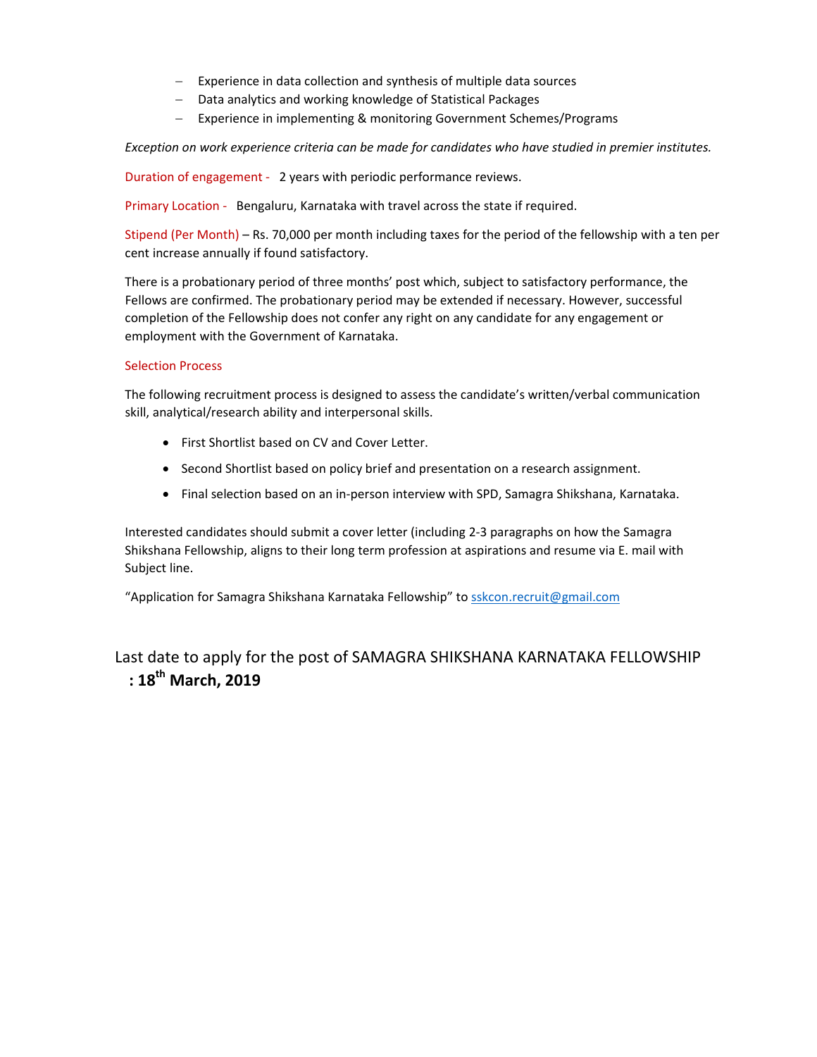- Experience in data collection and synthesis of multiple data sources
- Data analytics and working knowledge of Statistical Packages
- Experience in implementing & monitoring Government Schemes/Programs

*Exception on work experience criteria can be made for candidates who have studied in premier institutes.*

Duration of engagement - 2 years with periodic performance reviews.

Primary Location - Bengaluru, Karnataka with travel across the state if required.

Stipend (Per Month) – Rs. 70,000 per month including taxes for the period of the fellowship with a ten per cent increase annually if found satisfactory.

There is a probationary period of three months' post which, subject to satisfactory performance, the Fellows are confirmed. The probationary period may be extended if necessary. However, successful completion of the Fellowship does not confer any right on any candidate for any engagement or employment with the Government of Karnataka.

Selection Process

The following recruitment process is designed to assess the candidate's written/verbal communication skill, analytical/research ability and interpersonal skills.

- First Shortlist based on CV and Cover Letter.
- Second Shortlist based on policy brief and presentation on a research assignment.
- Final selection based on an in-person interview with SPD, Samagra Shikshana, Karnataka.

Interested candidates should submit a cover letter (including 2-3 paragraphs on how the Samagra Shikshana Fellowship, aligns to their long term profession at aspirations and resume via E. mail with Subject line.

"Application for Samagra Shikshana Karnataka Fellowship" to sskcon.recruit@gmail.com

Last date to apply for the post of SAMAGRA SHIKSHANA KARNATAKA FELLOWSHIP **: 18th March, 2019**